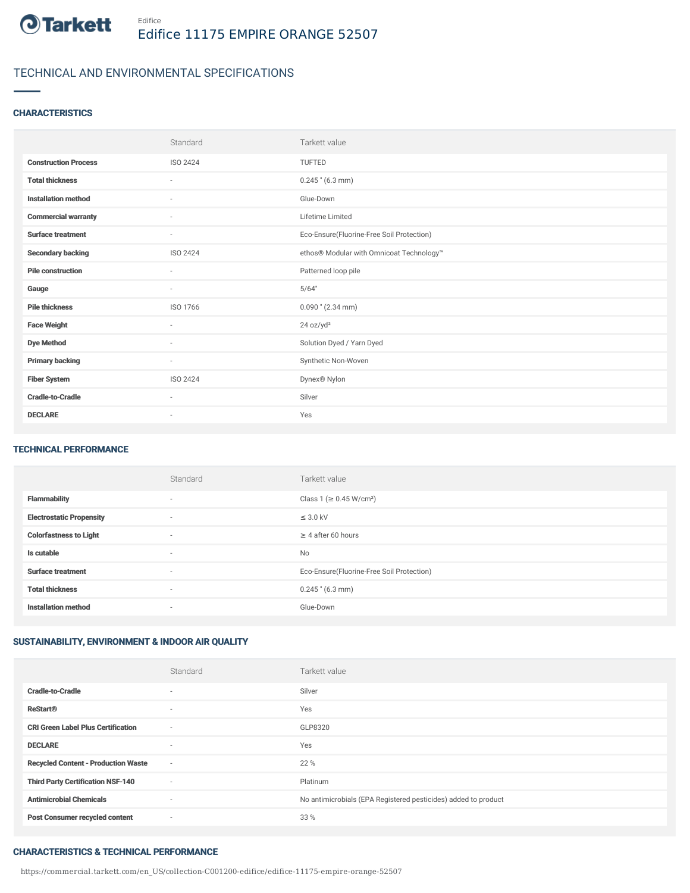Tarkett

Edifice

# Edifice 11175 EMPIRE ORANGE 52507

## TECHNICAL AND ENVIRONMENTAL SPECIFICATIONS

### CHARACTERISTICS

| | Standard | Tarkett value |
|---|---|---|
| **Construction Process** | ISO 2424 | TUFTED |
| **Total thickness** | - | 0.245 " (6.3 mm) |
| **Installation method** | - | Glue-Down |
| **Commercial warranty** | - | Lifetime Limited |
| **Surface treatment** | - | Eco-Ensure(Fluorine-Free Soil Protection) |
| **Secondary backing** | ISO 2424 | ethos® Modular with Omnicoat Technology™ |
| **Pile construction** | - | Patterned loop pile |
| **Gauge** | - | 5/64" |
| **Pile thickness** | ISO 1766 | 0.090 " (2.34 mm) |
| **Face Weight** | - | 24 oz/yd² |
| **Dye Method** | - | Solution Dyed / Yarn Dyed |
| **Primary backing** | - | Synthetic Non-Woven |
| **Fiber System** | ISO 2424 | Dynex® Nylon |
| **Cradle-to-Cradle** | - | Silver |
| **DECLARE** | - | Yes |

### TECHNICAL PERFORMANCE

| | Standard | Tarkett value |
|---|---|---|
| **Flammability** | - | Class 1 (≥ 0.45 W/cm²) |
| **Electrostatic Propensity** | - | ≤ 3.0 kV |
| **Colorfastness to Light** | - | ≥ 4 after 60 hours |
| **Is cutable** | - | No |
| **Surface treatment** | - | Eco-Ensure(Fluorine-Free Soil Protection) |
| **Total thickness** | - | 0.245 " (6.3 mm) |
| **Installation method** | - | Glue-Down |

### SUSTAINABILITY, ENVIRONMENT & INDOOR AIR QUALITY

| | Standard | Tarkett value |
|---|---|---|
| **Cradle-to-Cradle** | - | Silver |
| **ReStart®** | - | Yes |
| **CRI Green Label Plus Certification** | - | GLP8320 |
| **DECLARE** | - | Yes |
| **Recycled Content - Production Waste** | - | 22 % |
| **Third Party Certification NSF-140** | - | Platinum |
| **Antimicrobial Chemicals** | - | No antimicrobials (EPA Registered pesticides) added to product |
| **Post Consumer recycled content** | - | 33 % |

### CHARACTERISTICS & TECHNICAL PERFORMANCE

https://commercial.tarkett.com/en_US/collection-C001200-edifice/edifice-11175-empire-orange-52507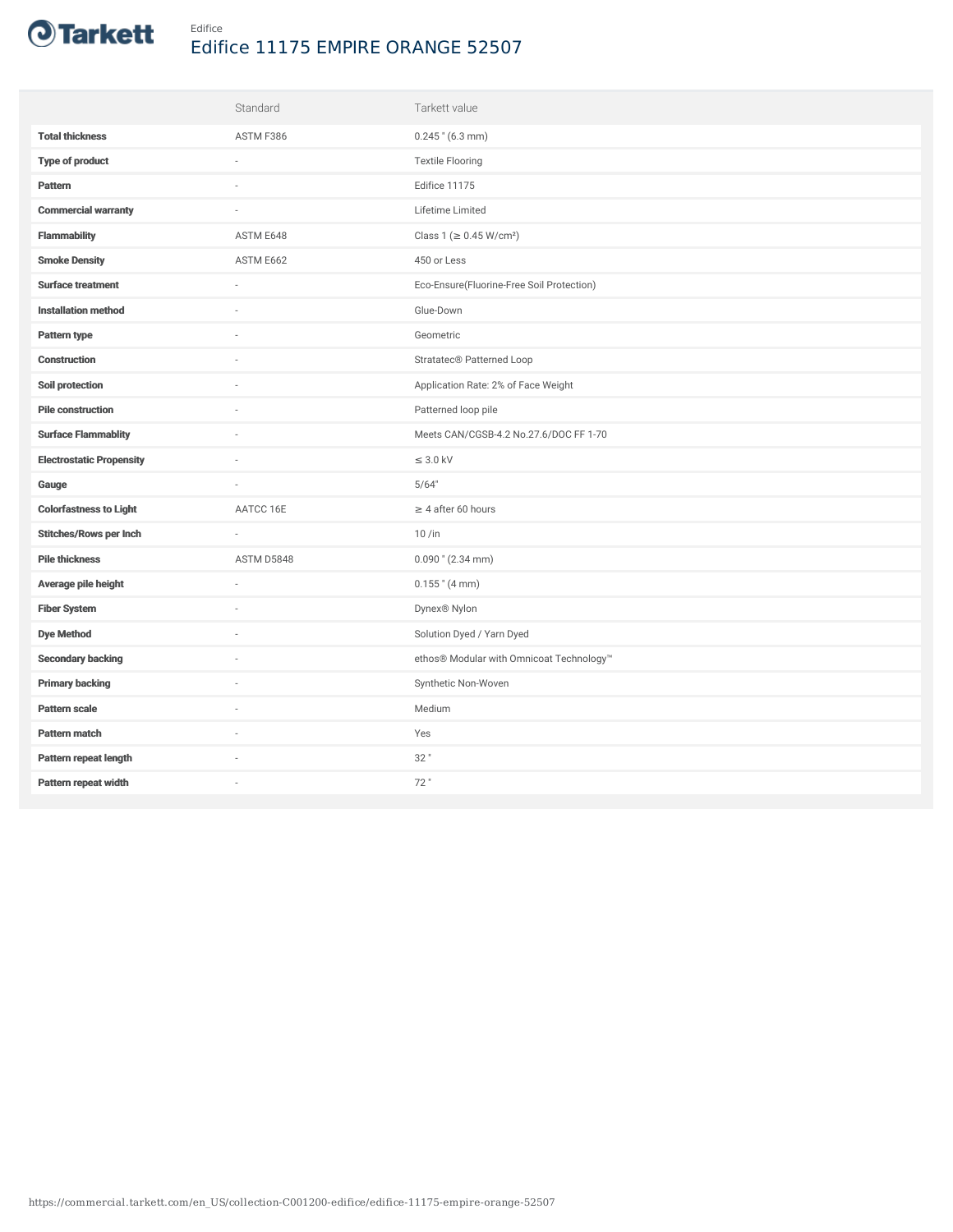Edifice

# Edifice 11175 EMPIRE ORANGE 52507

| | Standard | Tarkett value |
|---|---|---|
| **Total thickness** | ASTM F386 | 0.245 " (6.3 mm) |
| **Type of product** | - | Textile Flooring |
| **Pattern** | - | Edifice 11175 |
| **Commercial warranty** | - | Lifetime Limited |
| **Flammability** | ASTM E648 | Class 1 (≥ 0.45 W/cm²) |
| **Smoke Density** | ASTM E662 | 450 or Less |
| **Surface treatment** | - | Eco-Ensure(Fluorine-Free Soil Protection) |
| **Installation method** | - | Glue-Down |
| **Pattern type** | - | Geometric |
| **Construction** | - | Stratatec® Patterned Loop |
| **Soil protection** | - | Application Rate: 2% of Face Weight |
| **Pile construction** | - | Patterned loop pile |
| **Surface Flammablity** | - | Meets CAN/CGSB-4.2 No.27.6/DOC FF 1-70 |
| **Electrostatic Propensity** | - | ≤ 3.0 kV |
| **Gauge** | - | 5/64" |
| **Colorfastness to Light** | AATCC 16E | ≥ 4 after 60 hours |
| **Stitches/Rows per Inch** | - | 10 /in |
| **Pile thickness** | ASTM D5848 | 0.090 " (2.34 mm) |
| **Average pile height** | - | 0.155 " (4 mm) |
| **Fiber System** | - | Dynex® Nylon |
| **Dye Method** | - | Solution Dyed / Yarn Dyed |
| **Secondary backing** | - | ethos® Modular with Omnicoat Technology™ |
| **Primary backing** | - | Synthetic Non-Woven |
| **Pattern scale** | - | Medium |
| **Pattern match** | - | Yes |
| **Pattern repeat length** | - | 32 " |
| **Pattern repeat width** | - | 72 " |

https://commercial.tarkett.com/en_US/collection-C001200-edifice/edifice-11175-empire-orange-52507